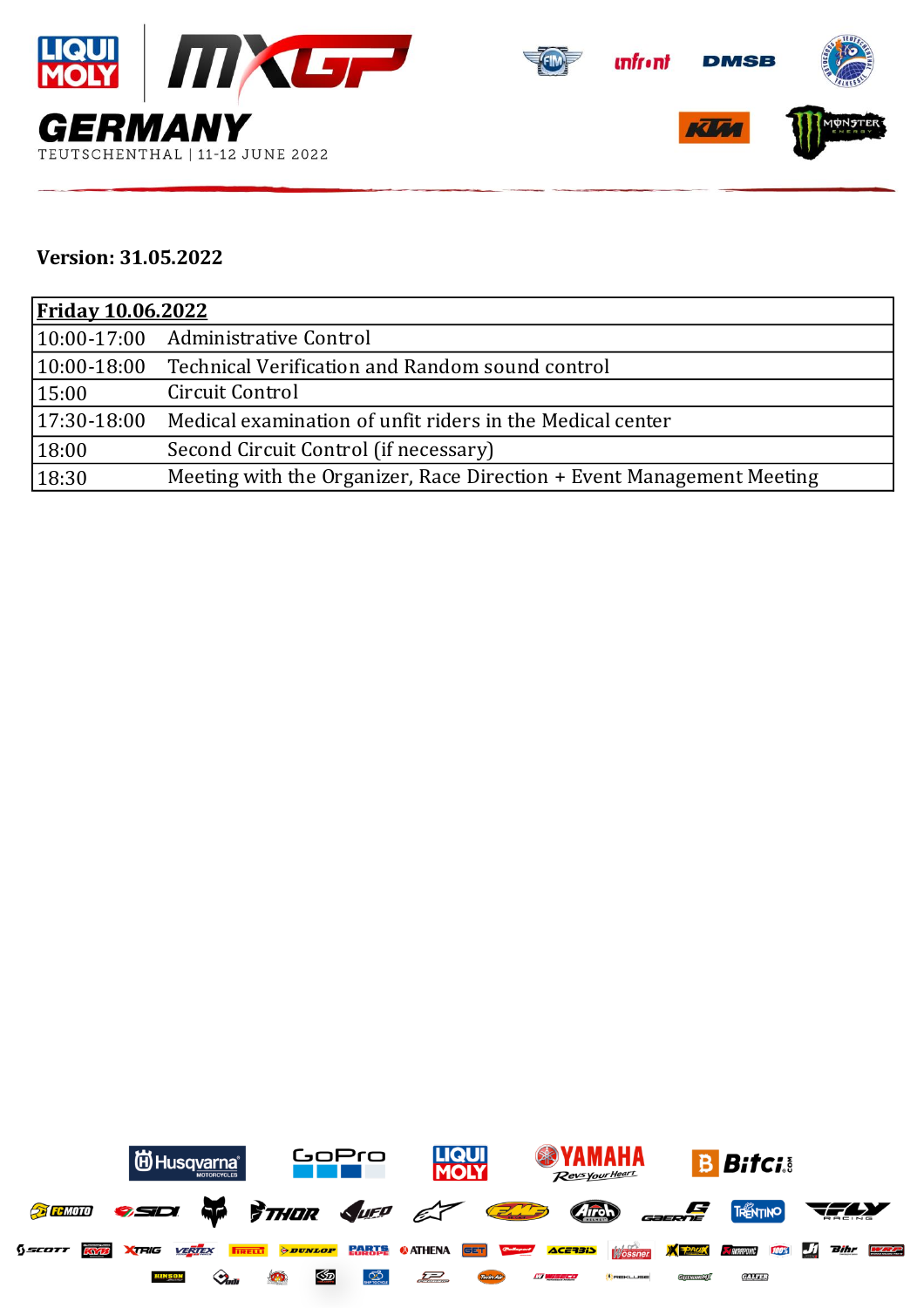# GERMANY

TEUTSCHENTHAL | 11-12 JUNE 2022

**Version: 31.05.2022**

| **Friday 10.06.2022** | |
|---|---|
| 10:00-17:00 | Administrative Control |
| 10:00-18:00 | Technical Verification and Random sound control |
| 15:00 | Circuit Control |
| 17:30-18:00 | Medical examination of unfit riders in the Medical center |
| 18:00 | Second Circuit Control (if necessary) |
| 18:30 | Meeting with the Organizer, Race Direction + Event Management Meeting |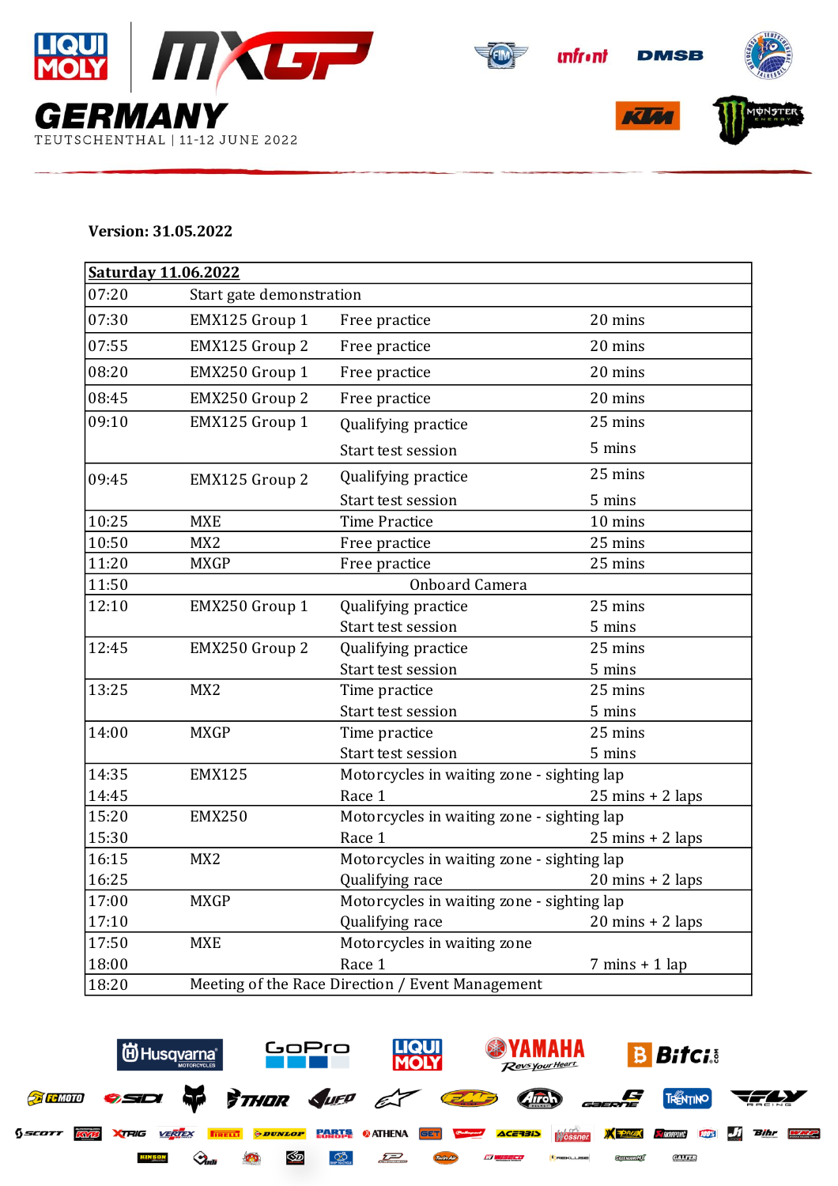# GERMANY

TEUTSCHENTHAL | 11-12 JUNE 2022

**Version: 31.05.2022**

| **Saturday 11.06.2022** | | | |
|---|---|---|---|
| 07:20 | Start gate demonstration | | |
| 07:30 | EMX125 Group 1 | Free practice | 20 mins |
| 07:55 | EMX125 Group 2 | Free practice | 20 mins |
| 08:20 | EMX250 Group 1 | Free practice | 20 mins |
| 08:45 | EMX250 Group 2 | Free practice | 20 mins |
| 09:10 | EMX125 Group 1 | Qualifying practice | 25 mins |
| | | Start test session | 5 mins |
| 09:45 | EMX125 Group 2 | Qualifying practice | 25 mins |
| | | Start test session | 5 mins |
| 10:25 | MXE | Time Practice | 10 mins |
| 10:50 | MX2 | Free practice | 25 mins |
| 11:20 | MXGP | Free practice | 25 mins |
| 11:50 | | Onboard Camera | |
| 12:10 | EMX250 Group 1 | Qualifying practice | 25 mins |
| | | Start test session | 5 mins |
| 12:45 | EMX250 Group 2 | Qualifying practice | 25 mins |
| | | Start test session | 5 mins |
| 13:25 | MX2 | Time practice | 25 mins |
| | | Start test session | 5 mins |
| 14:00 | MXGP | Time practice | 25 mins |
| | | Start test session | 5 mins |
| 14:35 | EMX125 | Motorcycles in waiting zone - sighting lap | |
| 14:45 | | Race 1 | 25 mins + 2 laps |
| 15:20 | EMX250 | Motorcycles in waiting zone - sighting lap | |
| 15:30 | | Race 1 | 25 mins + 2 laps |
| 16:15 | MX2 | Motorcycles in waiting zone - sighting lap | |
| 16:25 | | Qualifying race | 20 mins + 2 laps |
| 17:00 | MXGP | Motorcycles in waiting zone - sighting lap | |
| 17:10 | | Qualifying race | 20 mins + 2 laps |
| 17:50 | MXE | Motorcycles in waiting zone | |
| 18:00 | | Race 1 | 7 mins + 1 lap |
| 18:20 | Meeting of the Race Direction / Event Management | | |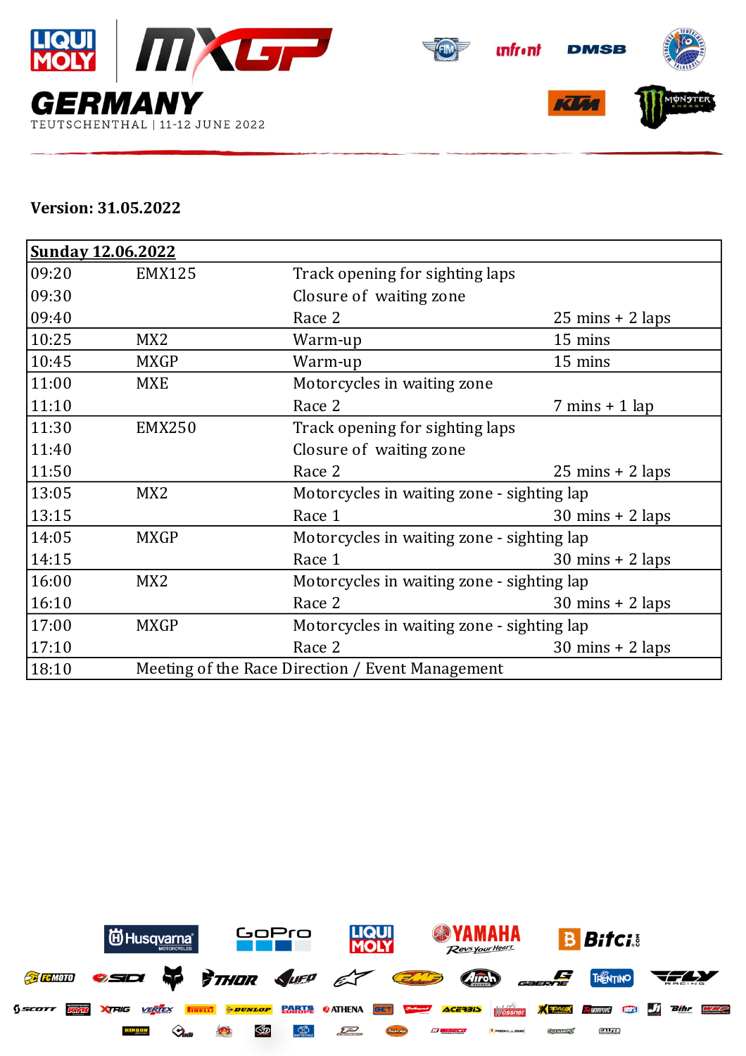# MXGP GERMANY

TEUTSCHENTHAL | 11-12 JUNE 2022

**Version: 31.05.2022**

| **Sunday 12.06.2022** | | | |
|---|---|---|---|
| 09:20 | EMX125 | Track opening for sighting laps | |
| 09:30 | | Closure of waiting zone | |
| 09:40 | | Race 2 | 25 mins + 2 laps |
| 10:25 | MX2 | Warm-up | 15 mins |
| 10:45 | MXGP | Warm-up | 15 mins |
| 11:00 | MXE | Motorcycles in waiting zone | |
| 11:10 | | Race 2 | 7 mins + 1 lap |
| 11:30 | EMX250 | Track opening for sighting laps | |
| 11:40 | | Closure of waiting zone | |
| 11:50 | | Race 2 | 25 mins + 2 laps |
| 13:05 | MX2 | Motorcycles in waiting zone - sighting lap | |
| 13:15 | | Race 1 | 30 mins + 2 laps |
| 14:05 | MXGP | Motorcycles in waiting zone - sighting lap | |
| 14:15 | | Race 1 | 30 mins + 2 laps |
| 16:00 | MX2 | Motorcycles in waiting zone - sighting lap | |
| 16:10 | | Race 2 | 30 mins + 2 laps |
| 17:00 | MXGP | Motorcycles in waiting zone - sighting lap | |
| 17:10 | | Race 2 | 30 mins + 2 laps |
| 18:10 | Meeting of the Race Direction / Event Management | | |